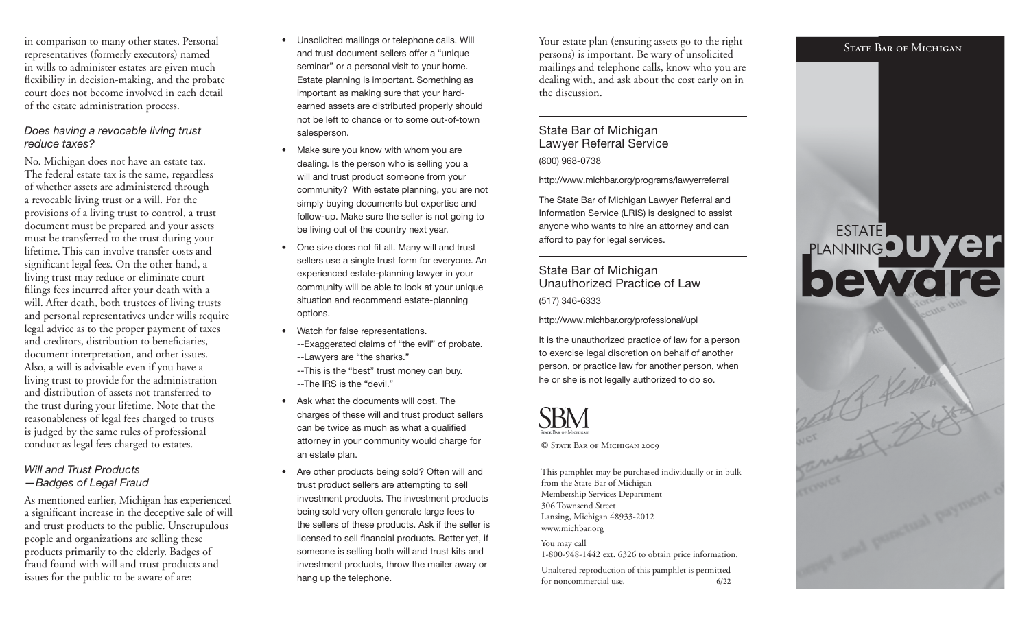in comparison to many other states. Personal representatives (formerly executors) named in wills to administer estates are given much flexibility in decision-making, and the probate court does not become involved in each detail of the estate administration process.

### *Does having a revocable living trust reduce taxes?*

No. Michigan does not have an estate tax. The federal estate tax is the same, regardless of whether assets are administered through a revocable living trust or a will. For the provisions of a living trust to control, a trust document must be prepared and your assets must be transferred to the trust during your lifetime. This can involve transfer costs and significant legal fees. On the other hand, a living trust may reduce or eliminate court filings fees incurred after your death with a will. After death, both trustees of living trusts and personal representatives under wills require legal advice as to the proper payment of taxes and creditors, distribution to beneficiaries, document interpretation, and other issues. Also, a will is advisable even if you have a living trust to provide for the administration and distribution of assets not transferred to the trust during your lifetime. Note that the reasonableness of legal fees charged to trusts is judged by the same rules of professional conduct as legal fees charged to estates.

### *Will and Trust Products —Badges of Legal Fraud*

As mentioned earlier, Michigan has experienced a significant increase in the deceptive sale of will and trust products to the public. Unscrupulous people and organizations are selling these products primarily to the elderly. Badges of fraud found with will and trust products and issues for the public to be aware of are:

- Unsolicited mailings or telephone calls. Will and trust document sellers offer a "unique seminar" or a personal visit to your home. Estate planning is important. Something as important as making sure that your hard-earned assets are distributed properly should not be left to chance or to some out-of-town salesperson.
- Make sure you know with whom you are dealing. Is the person who is selling you a will and trust product someone from your community? With estate planning, you are not simply buying documents but expertise and follow-up. Make sure the seller is not going to be living out of the country next year.
- One size does not fit all. Many will and trust sellers use a single trust form for everyone. An experienced estate-planning lawyer in your community will be able to look at your unique situation and recommend estate-planning options.
- Watch for false representations.
  --Exaggerated claims of "the evil" of probate.
  --Lawyers are "the sharks."
  --This is the "best" trust money can buy.
  --The IRS is the "devil."
- Ask what the documents will cost. The charges of these will and trust product sellers can be twice as much as what a qualified attorney in your community would charge for an estate plan.
- Are other products being sold? Often will and trust product sellers are attempting to sell investment products. The investment products being sold very often generate large fees to the sellers of these products. Ask if the seller is licensed to sell financial products. Better yet, if someone is selling both will and trust kits and investment products, throw the mailer away or hang up the telephone.

Your estate plan (ensuring assets go to the right persons) is important. Be wary of unsolicited mailings and telephone calls, know who you are dealing with, and ask about the cost early on in the discussion.

---

## State Bar of Michigan Lawyer Referral Service

(800) 968-0738

http://www.michbar.org/programs/lawyerreferral

The State Bar of Michigan Lawyer Referral and Information Service (LRIS) is designed to assist anyone who wants to hire an attorney and can afford to pay for legal services.

---

## State Bar of Michigan Unauthorized Practice of Law

(517) 346-6333

http://www.michbar.org/professional/upl

It is the unauthorized practice of law for a person to exercise legal discretion on behalf of another person, or practice law for another person, when he or she is not legally authorized to do so.

SBM
State Bar of Michigan

© State Bar of Michigan 2009

This pamphlet may be purchased individually or in bulk from the State Bar of Michigan
Membership Services Department
306 Townsend Street
Lansing, Michigan 48933-2012
www.michbar.org

You may call
1-800-948-1442 ext. 6326 to obtain price information.

Unaltered reproduction of this pamphlet is permitted for noncommercial use. 6/22

State Bar of Michigan

# Estate Planning buyer beware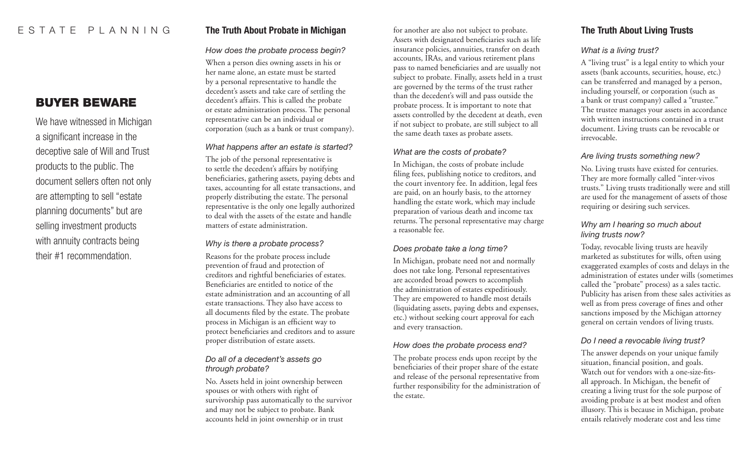ESTATE PLANNING

## BUYER BEWARE

We have witnessed in Michigan a significant increase in the deceptive sale of Will and Trust products to the public. The document sellers often not only are attempting to sell "estate planning documents" but are selling investment products with annuity contracts being their #1 recommendation.

## The Truth About Probate in Michigan

*How does the probate process begin?*

When a person dies owning assets in his or her name alone, an estate must be started by a personal representative to handle the decedent's assets and take care of settling the decedent's affairs. This is called the probate or estate administration process. The personal representative can be an individual or corporation (such as a bank or trust company).

*What happens after an estate is started?*

The job of the personal representative is to settle the decedent's affairs by notifying beneficiaries, gathering assets, paying debts and taxes, accounting for all estate transactions, and properly distributing the estate. The personal representative is the only one legally authorized to deal with the assets of the estate and handle matters of estate administration.

*Why is there a probate process?*

Reasons for the probate process include prevention of fraud and protection of creditors and rightful beneficiaries of estates. Beneficiaries are entitled to notice of the estate administration and an accounting of all estate transactions. They also have access to all documents filed by the estate. The probate process in Michigan is an efficient way to protect beneficiaries and creditors and to assure proper distribution of estate assets.

*Do all of a decedent's assets go through probate?*

No. Assets held in joint ownership between spouses or with others with right of survivorship pass automatically to the survivor and may not be subject to probate. Bank accounts held in joint ownership or in trust for another are also not subject to probate. Assets with designated beneficiaries such as life insurance policies, annuities, transfer on death accounts, IRAs, and various retirement plans pass to named beneficiaries and are usually not subject to probate. Finally, assets held in a trust are governed by the terms of the trust rather than the decedent's will and pass outside the probate process. It is important to note that assets controlled by the decedent at death, even if not subject to probate, are still subject to all the same death taxes as probate assets.

*What are the costs of probate?*

In Michigan, the costs of probate include filing fees, publishing notice to creditors, and the court inventory fee. In addition, legal fees are paid, on an hourly basis, to the attorney handling the estate work, which may include preparation of various death and income tax returns. The personal representative may charge a reasonable fee.

*Does probate take a long time?*

In Michigan, probate need not and normally does not take long. Personal representatives are accorded broad powers to accomplish the administration of estates expeditiously. They are empowered to handle most details (liquidating assets, paying debts and expenses, etc.) without seeking court approval for each and every transaction.

*How does the probate process end?*

The probate process ends upon receipt by the beneficiaries of their proper share of the estate and release of the personal representative from further responsibility for the administration of the estate.

## The Truth About Living Trusts

*What is a living trust?*

A "living trust" is a legal entity to which your assets (bank accounts, securities, house, etc.) can be transferred and managed by a person, including yourself, or corporation (such as a bank or trust company) called a "trustee." The trustee manages your assets in accordance with written instructions contained in a trust document. Living trusts can be revocable or irrevocable.

*Are living trusts something new?*

No. Living trusts have existed for centuries. They are more formally called "inter-vivos trusts." Living trusts traditionally were and still are used for the management of assets of those requiring or desiring such services.

*Why am I hearing so much about living trusts now?*

Today, revocable living trusts are heavily marketed as substitutes for wills, often using exaggerated examples of costs and delays in the administration of estates under wills (sometimes called the "probate" process) as a sales tactic. Publicity has arisen from these sales activities as well as from press coverage of fines and other sanctions imposed by the Michigan attorney general on certain vendors of living trusts.

*Do I need a revocable living trust?*

The answer depends on your unique family situation, financial position, and goals. Watch out for vendors with a one-size-fits-all approach. In Michigan, the benefit of creating a living trust for the sole purpose of avoiding probate is at best modest and often illusory. This is because in Michigan, probate entails relatively moderate cost and less time